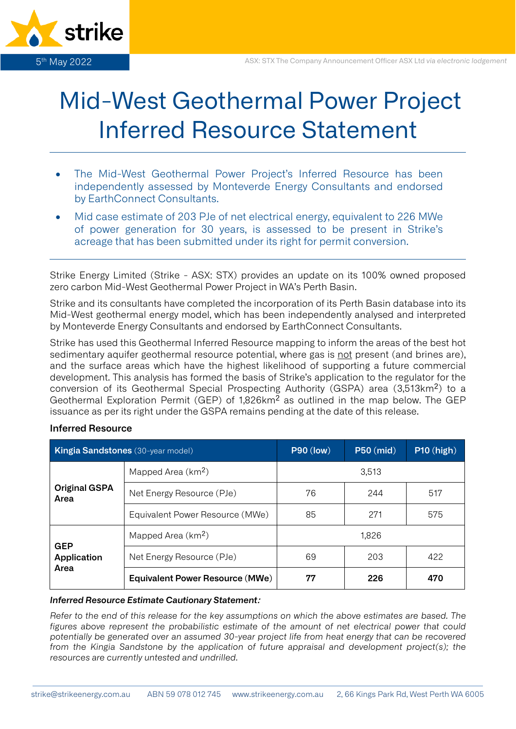5th May 2022

ASX: STX The Company Announcement Officer ASX Ltd *via electronic lodgement*

# Mid-West Geothermal Power Project Inferred Resource Statement

- The Mid-West Geothermal Power Project's Inferred Resource has been independently assessed by Monteverde Energy Consultants and endorsed by EarthConnect Consultants.
- Mid case estimate of 203 PJe of net electrical energy, equivalent to 226 MWe of power generation for 30 years, is assessed to be present in Strike's acreage that has been submitted under its right for permit conversion.

Strike Energy Limited (Strike - ASX: STX) provides an update on its 100% owned proposed zero carbon Mid-West Geothermal Power Project in WA's Perth Basin.

Strike and its consultants have completed the incorporation of its Perth Basin database into its Mid-West geothermal energy model, which has been independently analysed and interpreted by Monteverde Energy Consultants and endorsed by EarthConnect Consultants.

Strike has used this Geothermal Inferred Resource mapping to inform the areas of the best hot sedimentary aquifer geothermal resource potential, where gas is not present (and brines are), and the surface areas which have the highest likelihood of supporting a future commercial development. This analysis has formed the basis of Strike's application to the regulator for the conversion of its Geothermal Special Prospecting Authority (GSPA) area (3,513km$^2$) to a Geothermal Exploration Permit (GEP) of 1,826km$^2$ as outlined in the map below. The GEP issuance as per its right under the GSPA remains pending at the date of this release.

### Inferred Resource

| **Kingia Sandstones** (30-year model) | | **P90 (low)** | **P50 (mid)** | **P10 (high)** |
|---|---|---|---|---|
| **Original GSPA Area** | Mapped Area (km$^2$) | | 3,513 | |
| | Net Energy Resource (PJe) | 76 | 244 | 517 |
| | Equivalent Power Resource (MWe) | 85 | 271 | 575 |
| **GEP Application Area** | Mapped Area (km$^2$) | | 1,826 | |
| | Net Energy Resource (PJe) | 69 | 203 | 422 |
| | **Equivalent Power Resource (MWe)** | **77** | **226** | **470** |

***Inferred Resource Estimate Cautionary Statement:***

*Refer to the end of this release for the key assumptions on which the above estimates are based. The figures above represent the probabilistic estimate of the amount of net electrical power that could potentially be generated over an assumed 30-year project life from heat energy that can be recovered from the Kingia Sandstone by the application of future appraisal and development project(s); the resources are currently untested and undrilled.*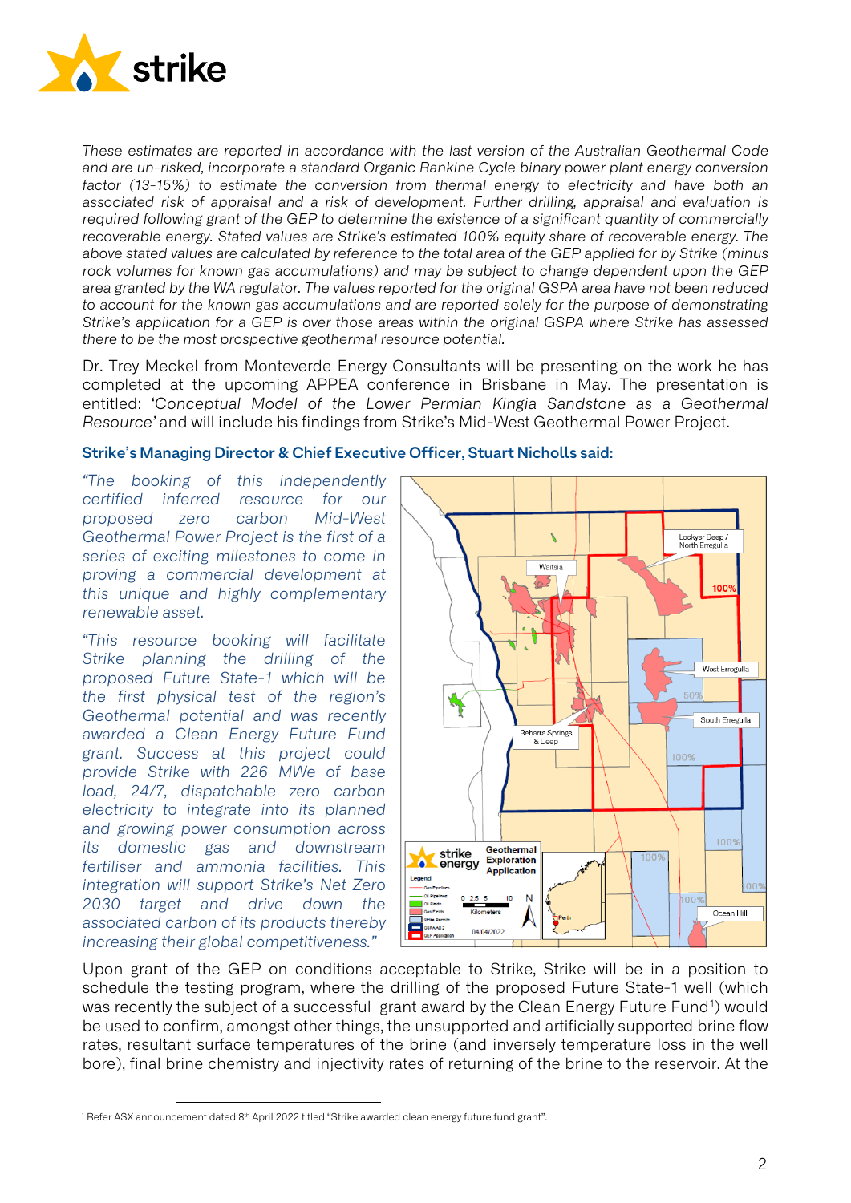*These estimates are reported in accordance with the last version of the Australian Geothermal Code and are un-risked, incorporate a standard Organic Rankine Cycle binary power plant energy conversion factor (13-15%) to estimate the conversion from thermal energy to electricity and have both an associated risk of appraisal and a risk of development. Further drilling, appraisal and evaluation is required following grant of the GEP to determine the existence of a significant quantity of commercially recoverable energy. Stated values are Strike's estimated 100% equity share of recoverable energy. The above stated values are calculated by reference to the total area of the GEP applied for by Strike (minus rock volumes for known gas accumulations) and may be subject to change dependent upon the GEP area granted by the WA regulator. The values reported for the original GSPA area have not been reduced to account for the known gas accumulations and are reported solely for the purpose of demonstrating Strike's application for a GEP is over those areas within the original GSPA where Strike has assessed there to be the most prospective geothermal resource potential.*

Dr. Trey Meckel from Monteverde Energy Consultants will be presenting on the work he has completed at the upcoming APPEA conference in Brisbane in May. The presentation is entitled: '*Conceptual Model of the Lower Permian Kingia Sandstone as a Geothermal Resource*' and will include his findings from Strike's Mid-West Geothermal Power Project.

### Strike's Managing Director & Chief Executive Officer, Stuart Nicholls said:

*"The booking of this independently certified inferred resource for our proposed zero carbon Mid-West Geothermal Power Project is the first of a series of exciting milestones to come in proving a commercial development at this unique and highly complementary renewable asset.*

*"This resource booking will facilitate Strike planning the drilling of the proposed Future State-1 which will be the first physical test of the region's Geothermal potential and was recently awarded a Clean Energy Future Fund grant. Success at this project could provide Strike with 226 MWe of base load, 24/7, dispatchable zero carbon electricity to integrate into its planned and growing power consumption across its domestic gas and downstream fertiliser and ammonia facilities. This integration will support Strike's Net Zero 2030 target and drive down the associated carbon of its products thereby increasing their global competitiveness."*

Upon grant of the GEP on conditions acceptable to Strike, Strike will be in a position to schedule the testing program, where the drilling of the proposed Future State-1 well (which was recently the subject of a successful grant award by the Clean Energy Future Fund[1]) would be used to confirm, amongst other things, the unsupported and artificially supported brine flow rates, resultant surface temperatures of the brine (and inversely temperature loss in the well bore), final brine chemistry and injectivity rates of returning of the brine to the reservoir. At the

[1] Refer ASX announcement dated 8th April 2022 titled "Strike awarded clean energy future fund grant".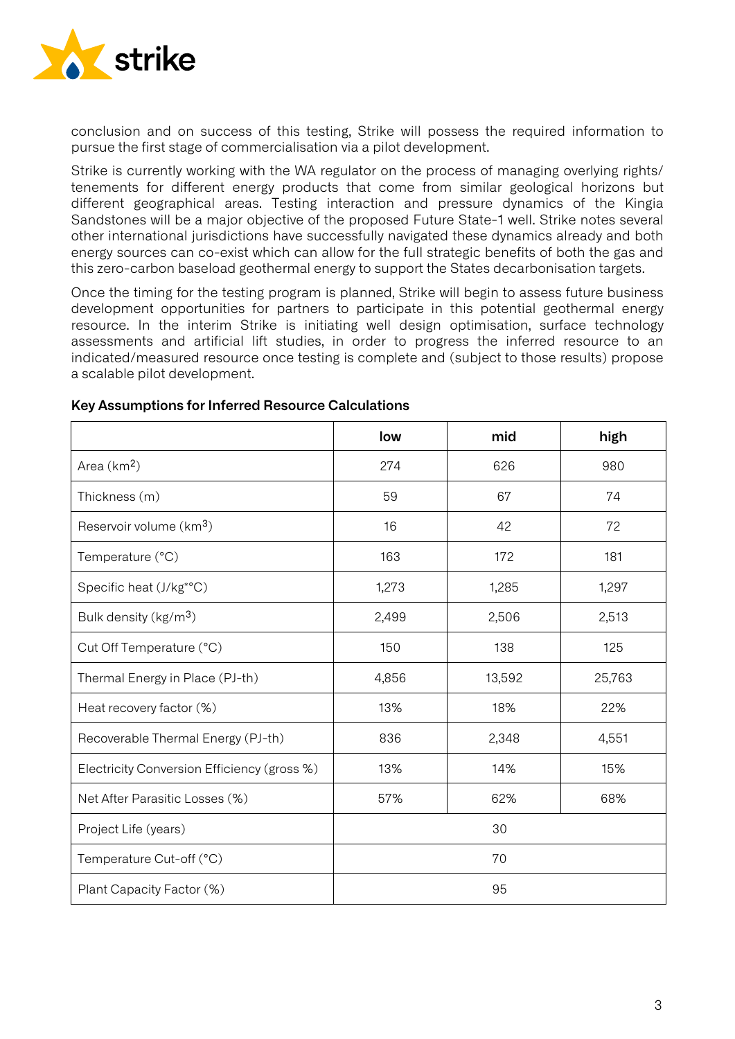conclusion and on success of this testing, Strike will possess the required information to pursue the first stage of commercialisation via a pilot development.

Strike is currently working with the WA regulator on the process of managing overlying rights/ tenements for different energy products that come from similar geological horizons but different geographical areas. Testing interaction and pressure dynamics of the Kingia Sandstones will be a major objective of the proposed Future State-1 well. Strike notes several other international jurisdictions have successfully navigated these dynamics already and both energy sources can co-exist which can allow for the full strategic benefits of both the gas and this zero-carbon baseload geothermal energy to support the States decarbonisation targets.

Once the timing for the testing program is planned, Strike will begin to assess future business development opportunities for partners to participate in this potential geothermal energy resource. In the interim Strike is initiating well design optimisation, surface technology assessments and artificial lift studies, in order to progress the inferred resource to an indicated/measured resource once testing is complete and (subject to those results) propose a scalable pilot development.

**Key Assumptions for Inferred Resource Calculations**

| | low | mid | high |
|---|---|---|---|
| Area ($km^2$) | 274 | 626 | 980 |
| Thickness (m) | 59 | 67 | 74 |
| Reservoir volume ($km^3$) | 16 | 42 | 72 |
| Temperature (°C) | 163 | 172 | 181 |
| Specific heat (J/kg*°C) | 1,273 | 1,285 | 1,297 |
| Bulk density ($kg/m^3$) | 2,499 | 2,506 | 2,513 |
| Cut Off Temperature (°C) | 150 | 138 | 125 |
| Thermal Energy in Place (PJ-th) | 4,856 | 13,592 | 25,763 |
| Heat recovery factor (%) | 13% | 18% | 22% |
| Recoverable Thermal Energy (PJ-th) | 836 | 2,348 | 4,551 |
| Electricity Conversion Efficiency (gross %) | 13% | 14% | 15% |
| Net After Parasitic Losses (%) | 57% | 62% | 68% |
| Project Life (years) | 30 | | |
| Temperature Cut-off (°C) | 70 | | |
| Plant Capacity Factor (%) | 95 | | |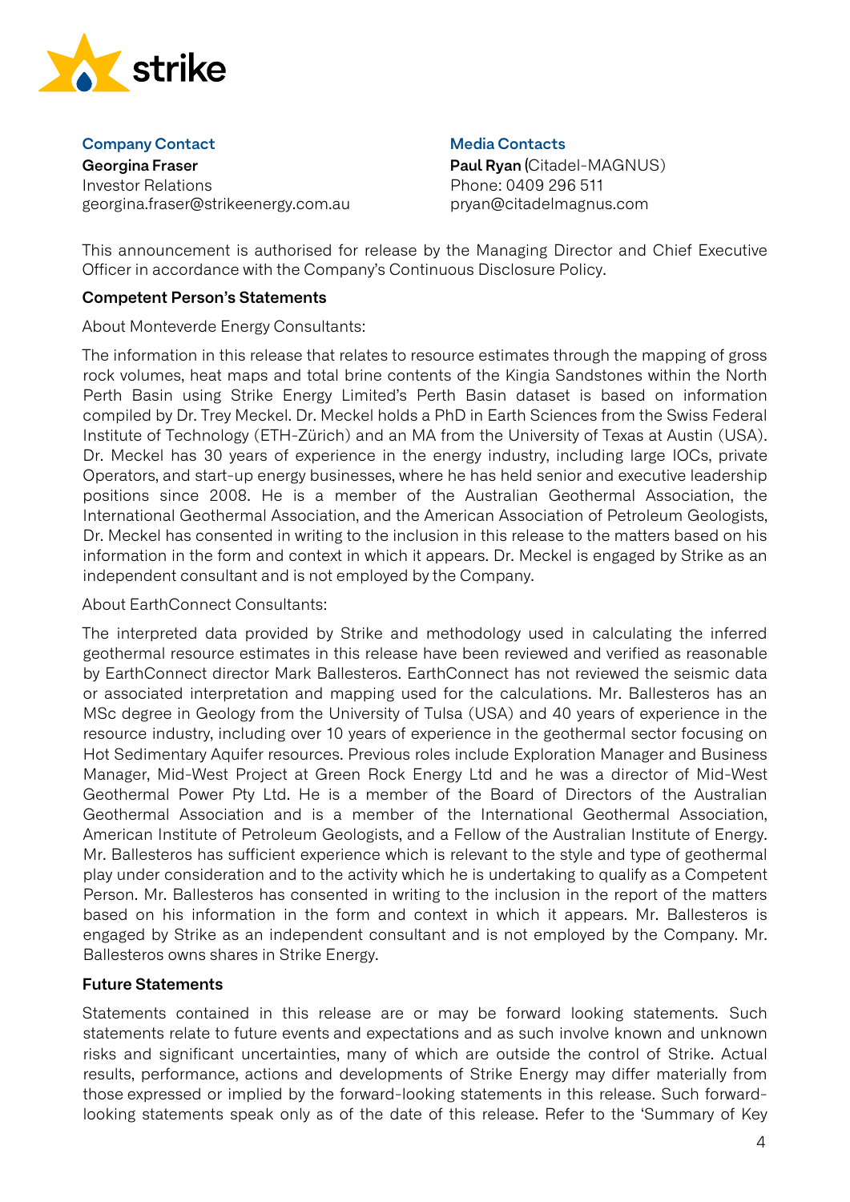**Company Contact**
**Georgina Fraser**
Investor Relations
georgina.fraser@strikeenergy.com.au

**Media Contacts**
**Paul Ryan** (Citadel-MAGNUS)
Phone: 0409 296 511
pryan@citadelmagnus.com

This announcement is authorised for release by the Managing Director and Chief Executive Officer in accordance with the Company's Continuous Disclosure Policy.

### Competent Person's Statements

About Monteverde Energy Consultants:

The information in this release that relates to resource estimates through the mapping of gross rock volumes, heat maps and total brine contents of the Kingia Sandstones within the North Perth Basin using Strike Energy Limited's Perth Basin dataset is based on information compiled by Dr. Trey Meckel. Dr. Meckel holds a PhD in Earth Sciences from the Swiss Federal Institute of Technology (ETH-Zürich) and an MA from the University of Texas at Austin (USA). Dr. Meckel has 30 years of experience in the energy industry, including large IOCs, private Operators, and start-up energy businesses, where he has held senior and executive leadership positions since 2008. He is a member of the Australian Geothermal Association, the International Geothermal Association, and the American Association of Petroleum Geologists, Dr. Meckel has consented in writing to the inclusion in this release to the matters based on his information in the form and context in which it appears. Dr. Meckel is engaged by Strike as an independent consultant and is not employed by the Company.

About EarthConnect Consultants:

The interpreted data provided by Strike and methodology used in calculating the inferred geothermal resource estimates in this release have been reviewed and verified as reasonable by EarthConnect director Mark Ballesteros. EarthConnect has not reviewed the seismic data or associated interpretation and mapping used for the calculations. Mr. Ballesteros has an MSc degree in Geology from the University of Tulsa (USA) and 40 years of experience in the resource industry, including over 10 years of experience in the geothermal sector focusing on Hot Sedimentary Aquifer resources. Previous roles include Exploration Manager and Business Manager, Mid-West Project at Green Rock Energy Ltd and he was a director of Mid-West Geothermal Power Pty Ltd. He is a member of the Board of Directors of the Australian Geothermal Association and is a member of the International Geothermal Association, American Institute of Petroleum Geologists, and a Fellow of the Australian Institute of Energy. Mr. Ballesteros has sufficient experience which is relevant to the style and type of geothermal play under consideration and to the activity which he is undertaking to qualify as a Competent Person. Mr. Ballesteros has consented in writing to the inclusion in the report of the matters based on his information in the form and context in which it appears. Mr. Ballesteros is engaged by Strike as an independent consultant and is not employed by the Company. Mr. Ballesteros owns shares in Strike Energy.

### Future Statements

Statements contained in this release are or may be forward looking statements. Such statements relate to future events and expectations and as such involve known and unknown risks and significant uncertainties, many of which are outside the control of Strike. Actual results, performance, actions and developments of Strike Energy may differ materially from those expressed or implied by the forward-looking statements in this release. Such forward-looking statements speak only as of the date of this release. Refer to the 'Summary of Key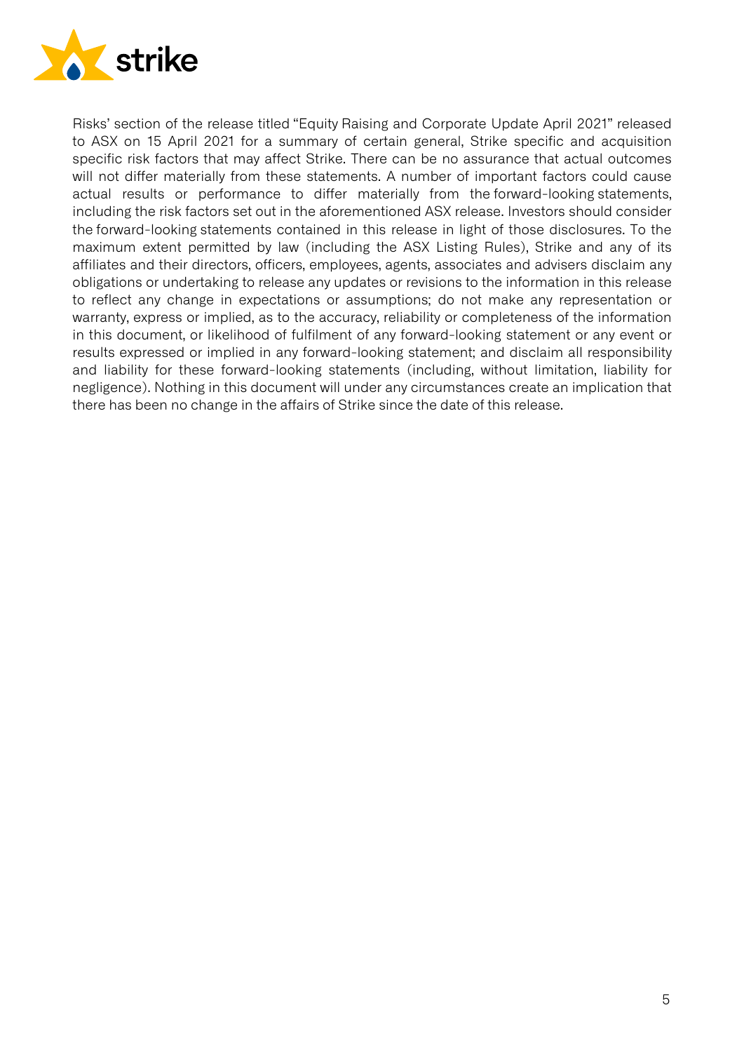Risks' section of the release titled "Equity Raising and Corporate Update April 2021" released to ASX on 15 April 2021 for a summary of certain general, Strike specific and acquisition specific risk factors that may affect Strike. There can be no assurance that actual outcomes will not differ materially from these statements. A number of important factors could cause actual results or performance to differ materially from the forward-looking statements, including the risk factors set out in the aforementioned ASX release. Investors should consider the forward-looking statements contained in this release in light of those disclosures. To the maximum extent permitted by law (including the ASX Listing Rules), Strike and any of its affiliates and their directors, officers, employees, agents, associates and advisers disclaim any obligations or undertaking to release any updates or revisions to the information in this release to reflect any change in expectations or assumptions; do not make any representation or warranty, express or implied, as to the accuracy, reliability or completeness of the information in this document, or likelihood of fulfilment of any forward-looking statement or any event or results expressed or implied in any forward-looking statement; and disclaim all responsibility and liability for these forward-looking statements (including, without limitation, liability for negligence). Nothing in this document will under any circumstances create an implication that there has been no change in the affairs of Strike since the date of this release.